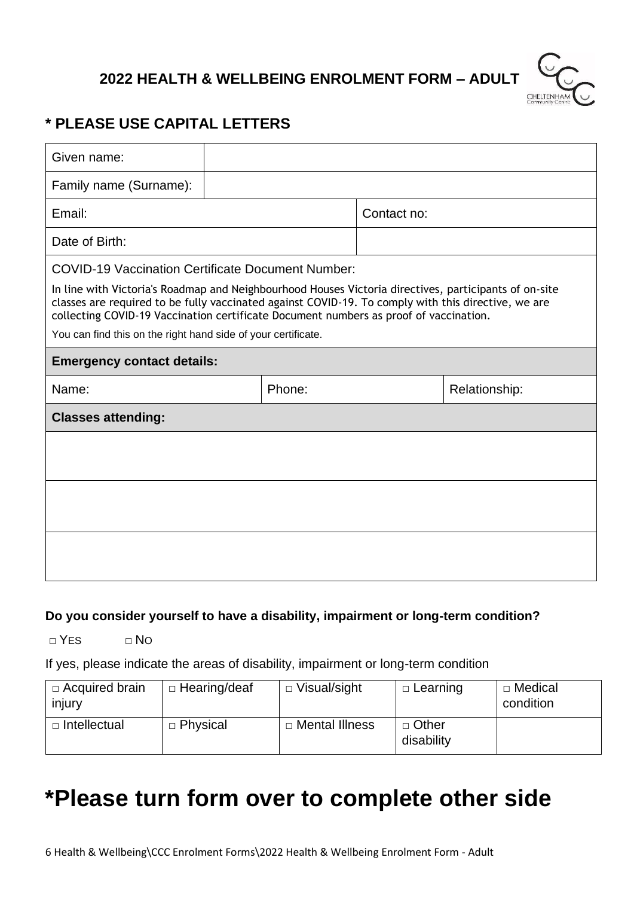# 2022 HEALTH & WELLBEING ENROLMENT FORM – ADULT

## * PLEASE USE CAPITAL LETTERS

| Given name: | | | |
|---|---|---|---|
| Family name (Surname): | | | |
| Email: | | Contact no: | |
| Date of Birth: | | | |

**COVID-19 Vaccination Certificate Document Number:**

In line with Victoria's Roadmap and Neighbourhood Houses Victoria directives, participants of on-site classes are required to be fully vaccinated against COVID-19. To comply with this directive, we are collecting COVID-19 Vaccination certificate Document numbers as proof of vaccination.

You can find this on the right hand side of your certificate.

**Emergency contact details:**

| Name: | Phone: | Relationship: |
|---|---|---|

**Classes attending:**

| |
|---|
| |
| |
| |

**Do you consider yourself to have a disability, impairment or long-term condition?**

□ YES □ NO

If yes, please indicate the areas of disability, impairment or long-term condition

| □ Acquired brain injury | □ Hearing/deaf | □ Visual/sight | □ Learning | □ Medical condition |
|---|---|---|---|---|
| □ Intellectual | □ Physical | □ Mental Illness | □ Other disability | |

# *Please turn form over to complete other side

6 Health & Wellbeing\CCC Enrolment Forms\2022 Health & Wellbeing Enrolment Form - Adult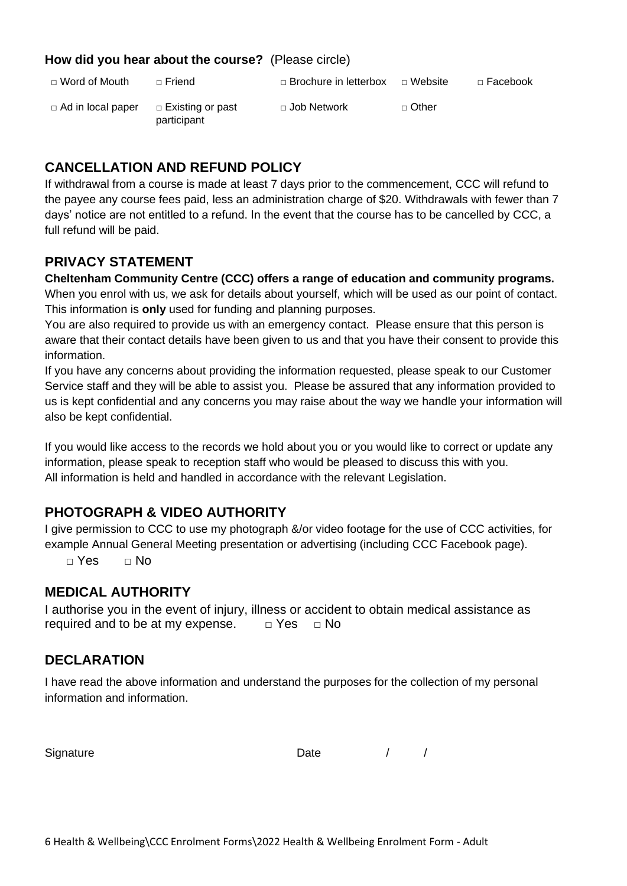**How did you hear about the course?** (Please circle)

| | | | | |
|---|---|---|---|---|
| □ Word of Mouth | □ Friend | □ Brochure in letterbox | □ Website | □ Facebook |
| □ Ad in local paper | □ Existing or past participant | □ Job Network | □ Other | |

## CANCELLATION AND REFUND POLICY

If withdrawal from a course is made at least 7 days prior to the commencement, CCC will refund to the payee any course fees paid, less an administration charge of $20. Withdrawals with fewer than 7 days' notice are not entitled to a refund. In the event that the course has to be cancelled by CCC, a full refund will be paid.

## PRIVACY STATEMENT

**Cheltenham Community Centre (CCC) offers a range of education and community programs.**
When you enrol with us, we ask for details about yourself, which will be used as our point of contact. This information is **only** used for funding and planning purposes.
You are also required to provide us with an emergency contact. Please ensure that this person is aware that their contact details have been given to us and that you have their consent to provide this information.
If you have any concerns about providing the information requested, please speak to our Customer Service staff and they will be able to assist you. Please be assured that any information provided to us is kept confidential and any concerns you may raise about the way we handle your information will also be kept confidential.

If you would like access to the records we hold about you or you would like to correct or update any information, please speak to reception staff who would be pleased to discuss this with you.
All information is held and handled in accordance with the relevant Legislation.

## PHOTOGRAPH & VIDEO AUTHORITY

I give permission to CCC to use my photograph &/or video footage for the use of CCC activities, for example Annual General Meeting presentation or advertising (including CCC Facebook page).

□ Yes □ No

## MEDICAL AUTHORITY

I authorise you in the event of injury, illness or accident to obtain medical assistance as required and to be at my expense. □ Yes □ No

## DECLARATION

I have read the above information and understand the purposes for the collection of my personal information and information.

Signature Date / /

6 Health & Wellbeing\CCC Enrolment Forms\2022 Health & Wellbeing Enrolment Form - Adult